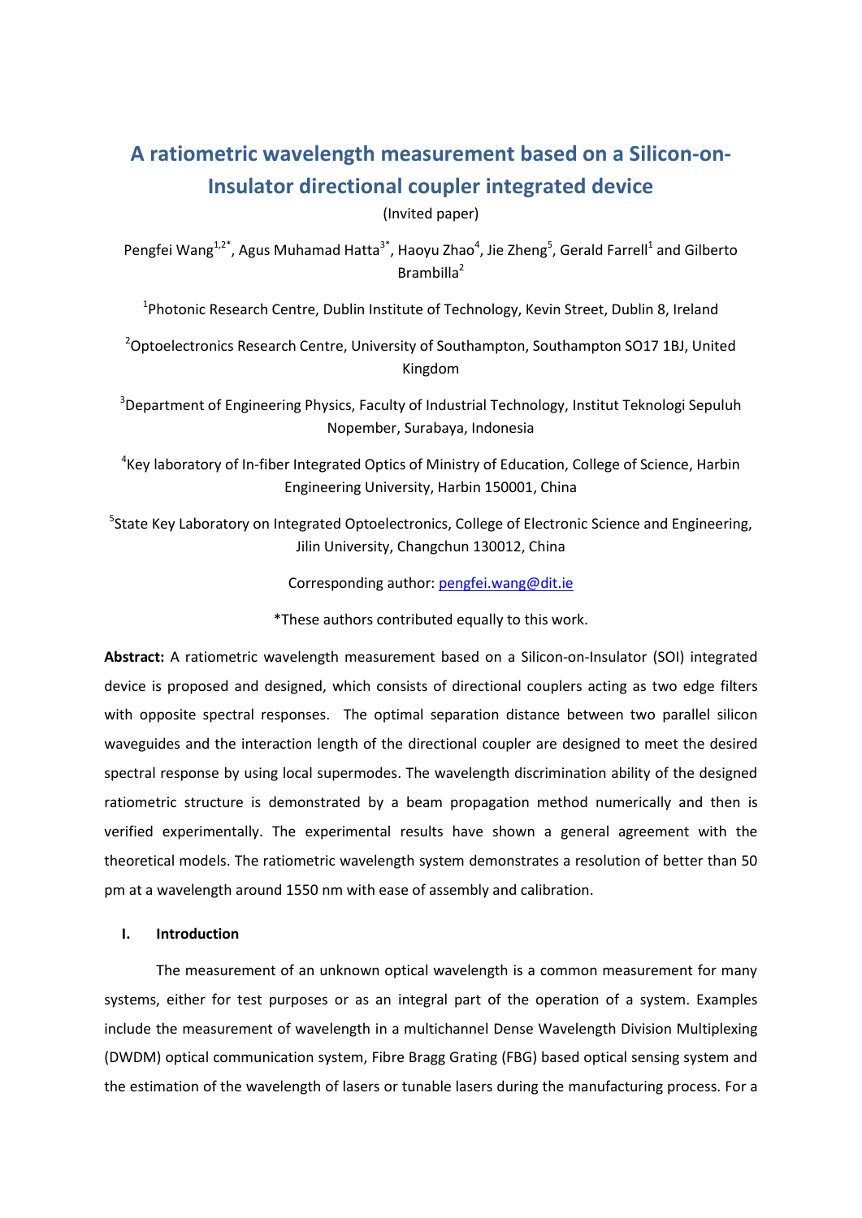# A ratiometric wavelength measurement based on a Silicon-on-Insulator directional coupler integrated device

(Invited paper)

Pengfei Wang[1,2*], Agus Muhamad Hatta[3*], Haoyu Zhao[4], Jie Zheng[5], Gerald Farrell[1] and Gilberto Brambilla[2]

[1]Photonic Research Centre, Dublin Institute of Technology, Kevin Street, Dublin 8, Ireland

[2]Optoelectronics Research Centre, University of Southampton, Southampton SO17 1BJ, United Kingdom

[3]Department of Engineering Physics, Faculty of Industrial Technology, Institut Teknologi Sepuluh Nopember, Surabaya, Indonesia

[4]Key laboratory of In-fiber Integrated Optics of Ministry of Education, College of Science, Harbin Engineering University, Harbin 150001, China

[5]State Key Laboratory on Integrated Optoelectronics, College of Electronic Science and Engineering, Jilin University, Changchun 130012, China

Corresponding author: pengfei.wang@dit.ie

*These authors contributed equally to this work.

**Abstract:** A ratiometric wavelength measurement based on a Silicon-on-Insulator (SOI) integrated device is proposed and designed, which consists of directional couplers acting as two edge filters with opposite spectral responses. The optimal separation distance between two parallel silicon waveguides and the interaction length of the directional coupler are designed to meet the desired spectral response by using local supermodes. The wavelength discrimination ability of the designed ratiometric structure is demonstrated by a beam propagation method numerically and then is verified experimentally. The experimental results have shown a general agreement with the theoretical models. The ratiometric wavelength system demonstrates a resolution of better than 50 pm at a wavelength around 1550 nm with ease of assembly and calibration.

## I. Introduction

The measurement of an unknown optical wavelength is a common measurement for many systems, either for test purposes or as an integral part of the operation of a system. Examples include the measurement of wavelength in a multichannel Dense Wavelength Division Multiplexing (DWDM) optical communication system, Fibre Bragg Grating (FBG) based optical sensing system and the estimation of the wavelength of lasers or tunable lasers during the manufacturing process. For a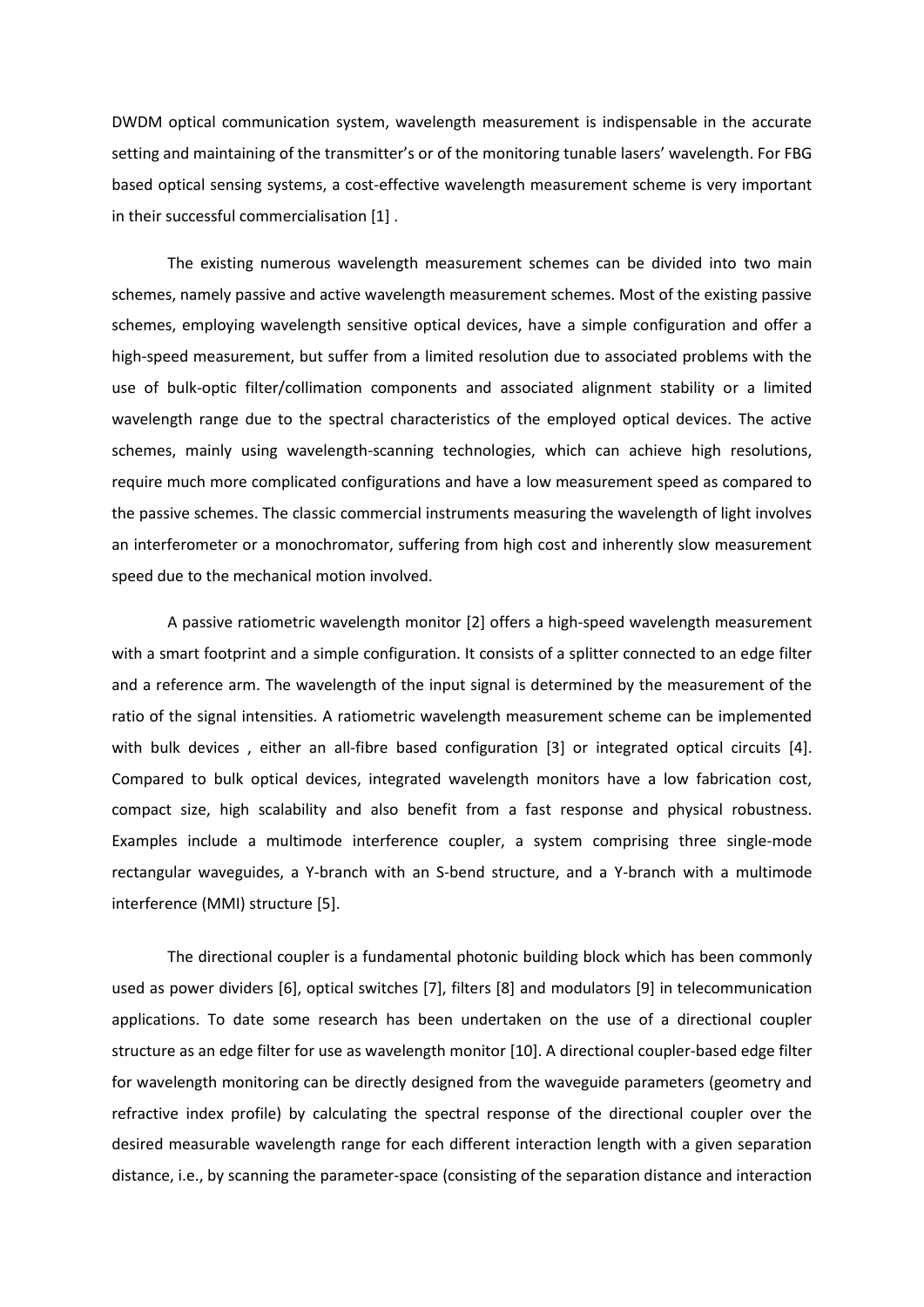DWDM optical communication system, wavelength measurement is indispensable in the accurate setting and maintaining of the transmitter's or of the monitoring tunable lasers' wavelength. For FBG based optical sensing systems, a cost-effective wavelength measurement scheme is very important in their successful commercialisation [1] .

The existing numerous wavelength measurement schemes can be divided into two main schemes, namely passive and active wavelength measurement schemes. Most of the existing passive schemes, employing wavelength sensitive optical devices, have a simple configuration and offer a high-speed measurement, but suffer from a limited resolution due to associated problems with the use of bulk-optic filter/collimation components and associated alignment stability or a limited wavelength range due to the spectral characteristics of the employed optical devices. The active schemes, mainly using wavelength-scanning technologies, which can achieve high resolutions, require much more complicated configurations and have a low measurement speed as compared to the passive schemes. The classic commercial instruments measuring the wavelength of light involves an interferometer or a monochromator, suffering from high cost and inherently slow measurement speed due to the mechanical motion involved.

A passive ratiometric wavelength monitor [2] offers a high-speed wavelength measurement with a smart footprint and a simple configuration. It consists of a splitter connected to an edge filter and a reference arm. The wavelength of the input signal is determined by the measurement of the ratio of the signal intensities. A ratiometric wavelength measurement scheme can be implemented with bulk devices , either an all-fibre based configuration [3] or integrated optical circuits [4]. Compared to bulk optical devices, integrated wavelength monitors have a low fabrication cost, compact size, high scalability and also benefit from a fast response and physical robustness. Examples include a multimode interference coupler, a system comprising three single-mode rectangular waveguides, a Y-branch with an S-bend structure, and a Y-branch with a multimode interference (MMI) structure [5].

The directional coupler is a fundamental photonic building block which has been commonly used as power dividers [6], optical switches [7], filters [8] and modulators [9] in telecommunication applications. To date some research has been undertaken on the use of a directional coupler structure as an edge filter for use as wavelength monitor [10]. A directional coupler-based edge filter for wavelength monitoring can be directly designed from the waveguide parameters (geometry and refractive index profile) by calculating the spectral response of the directional coupler over the desired measurable wavelength range for each different interaction length with a given separation distance, i.e., by scanning the parameter-space (consisting of the separation distance and interaction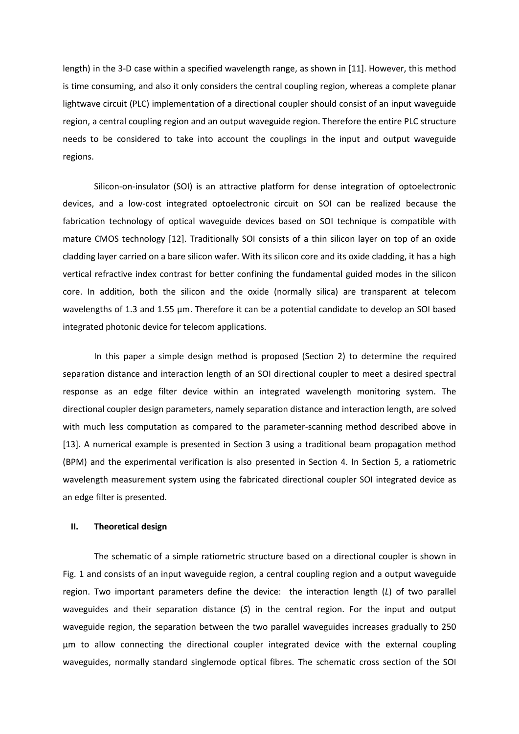length) in the 3-D case within a specified wavelength range, as shown in [11]. However, this method is time consuming, and also it only considers the central coupling region, whereas a complete planar lightwave circuit (PLC) implementation of a directional coupler should consist of an input waveguide region, a central coupling region and an output waveguide region. Therefore the entire PLC structure needs to be considered to take into account the couplings in the input and output waveguide regions.

Silicon-on-insulator (SOI) is an attractive platform for dense integration of optoelectronic devices, and a low-cost integrated optoelectronic circuit on SOI can be realized because the fabrication technology of optical waveguide devices based on SOI technique is compatible with mature CMOS technology [12]. Traditionally SOI consists of a thin silicon layer on top of an oxide cladding layer carried on a bare silicon wafer. With its silicon core and its oxide cladding, it has a high vertical refractive index contrast for better confining the fundamental guided modes in the silicon core. In addition, both the silicon and the oxide (normally silica) are transparent at telecom wavelengths of 1.3 and 1.55 µm. Therefore it can be a potential candidate to develop an SOI based integrated photonic device for telecom applications.

In this paper a simple design method is proposed (Section 2) to determine the required separation distance and interaction length of an SOI directional coupler to meet a desired spectral response as an edge filter device within an integrated wavelength monitoring system. The directional coupler design parameters, namely separation distance and interaction length, are solved with much less computation as compared to the parameter-scanning method described above in [13]. A numerical example is presented in Section 3 using a traditional beam propagation method (BPM) and the experimental verification is also presented in Section 4. In Section 5, a ratiometric wavelength measurement system using the fabricated directional coupler SOI integrated device as an edge filter is presented.

## II. Theoretical design

The schematic of a simple ratiometric structure based on a directional coupler is shown in Fig. 1 and consists of an input waveguide region, a central coupling region and a output waveguide region. Two important parameters define the device: the interaction length ($L$) of two parallel waveguides and their separation distance ($S$) in the central region. For the input and output waveguide region, the separation between the two parallel waveguides increases gradually to 250 µm to allow connecting the directional coupler integrated device with the external coupling waveguides, normally standard singlemode optical fibres. The schematic cross section of the SOI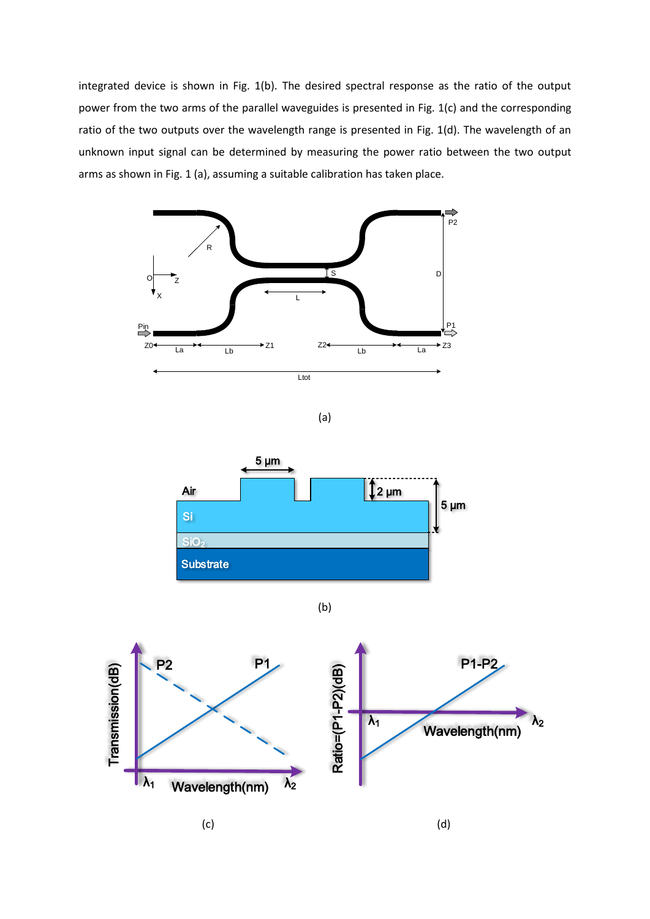integrated device is shown in Fig. 1(b). The desired spectral response as the ratio of the output power from the two arms of the parallel waveguides is presented in Fig. 1(c) and the corresponding ratio of the two outputs over the wavelength range is presented in Fig. 1(d). The wavelength of an unknown input signal can be determined by measuring the power ratio between the two output arms as shown in Fig. 1 (a), assuming a suitable calibration has taken place.

(a)

(b)

(c)

(d)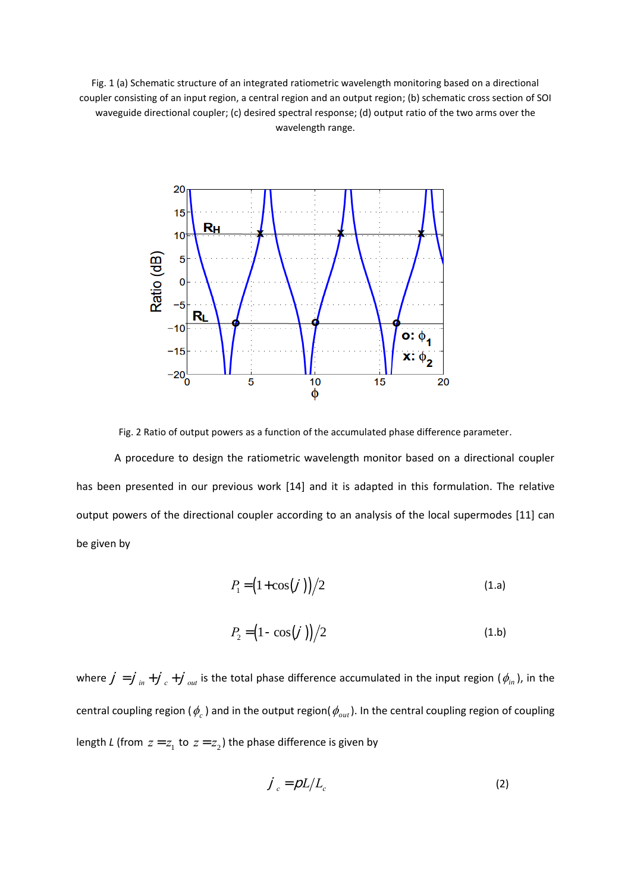Fig. 1 (a) Schematic structure of an integrated ratiometric wavelength monitoring based on a directional coupler consisting of an input region, a central region and an output region; (b) schematic cross section of SOI waveguide directional coupler; (c) desired spectral response; (d) output ratio of the two arms over the wavelength range.

Fig. 2 Ratio of output powers as a function of the accumulated phase difference parameter.

A procedure to design the ratiometric wavelength monitor based on a directional coupler has been presented in our previous work [14] and it is adapted in this formulation. The relative output powers of the directional coupler according to an analysis of the local supermodes [11] can be given by

$$P_1 = (1 + \cos(\phi))/2 \tag{1.a}$$

$$P_2 = (1 - \cos(\phi))/2 \tag{1.b}$$

where $\phi = \phi_{in} + \phi_c + \phi_{out}$ is the total phase difference accumulated in the input region ($\phi_{in}$), in the central coupling region ($\phi_c$) and in the output region($\phi_{out}$). In the central coupling region of coupling length *L* (from $z = z_1$ to $z = z_2$) the phase difference is given by

$$\phi_c = \pi L / L_c \tag{2}$$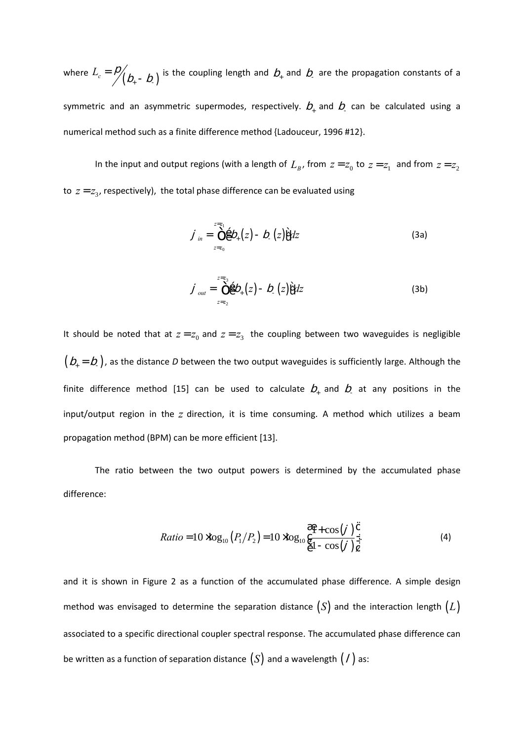where $L_c = \pi / (\beta_+ - \beta_-)$ is the coupling length and $\beta_+$ and $\beta_-$ are the propagation constants of a symmetric and an asymmetric supermodes, respectively. $\beta_+$ and $\beta_-$ can be calculated using a numerical method such as a finite difference method {Ladouceur, 1996 #12}.

In the input and output regions (with a length of $L_B$, from $z = z_0$ to $z = z_1$ and from $z = z_2$ to $z = z_3$, respectively), the total phase difference can be evaluated using

$$\varphi_{in} = \int_{z=z_0}^{z=z_1} \left[ \beta_+(z) - \beta_-(z) \right] dz \tag{3a}$$

$$\varphi_{out} = \int_{z=z_2}^{z=z_3} \left[ \beta_+(z) - \beta_-(z) \right] dz \tag{3b}$$

It should be noted that at $z = z_0$ and $z = z_3$ the coupling between two waveguides is negligible $(\beta_+ = \beta_-)$, as the distance *D* between the two output waveguides is sufficiently large. Although the finite difference method [15] can be used to calculate $\beta_+$ and $\beta_-$ at any positions in the input/output region in the $z$ direction, it is time consuming. A method which utilizes a beam propagation method (BPM) can be more efficient [13].

The ratio between the two output powers is determined by the accumulated phase difference:

$$Ratio = 10 \cdot \log_{10}\left(P_1/P_2\right) = 10 \cdot \log_{10}\left(\frac{1+\cos(\varphi)}{1-\cos(\varphi)}\right) \tag{4}$$

and it is shown in Figure 2 as a function of the accumulated phase difference. A simple design method was envisaged to determine the separation distance $(S)$ and the interaction length $(L)$ associated to a specific directional coupler spectral response. The accumulated phase difference can be written as a function of separation distance $(S)$ and a wavelength $(\lambda)$ as: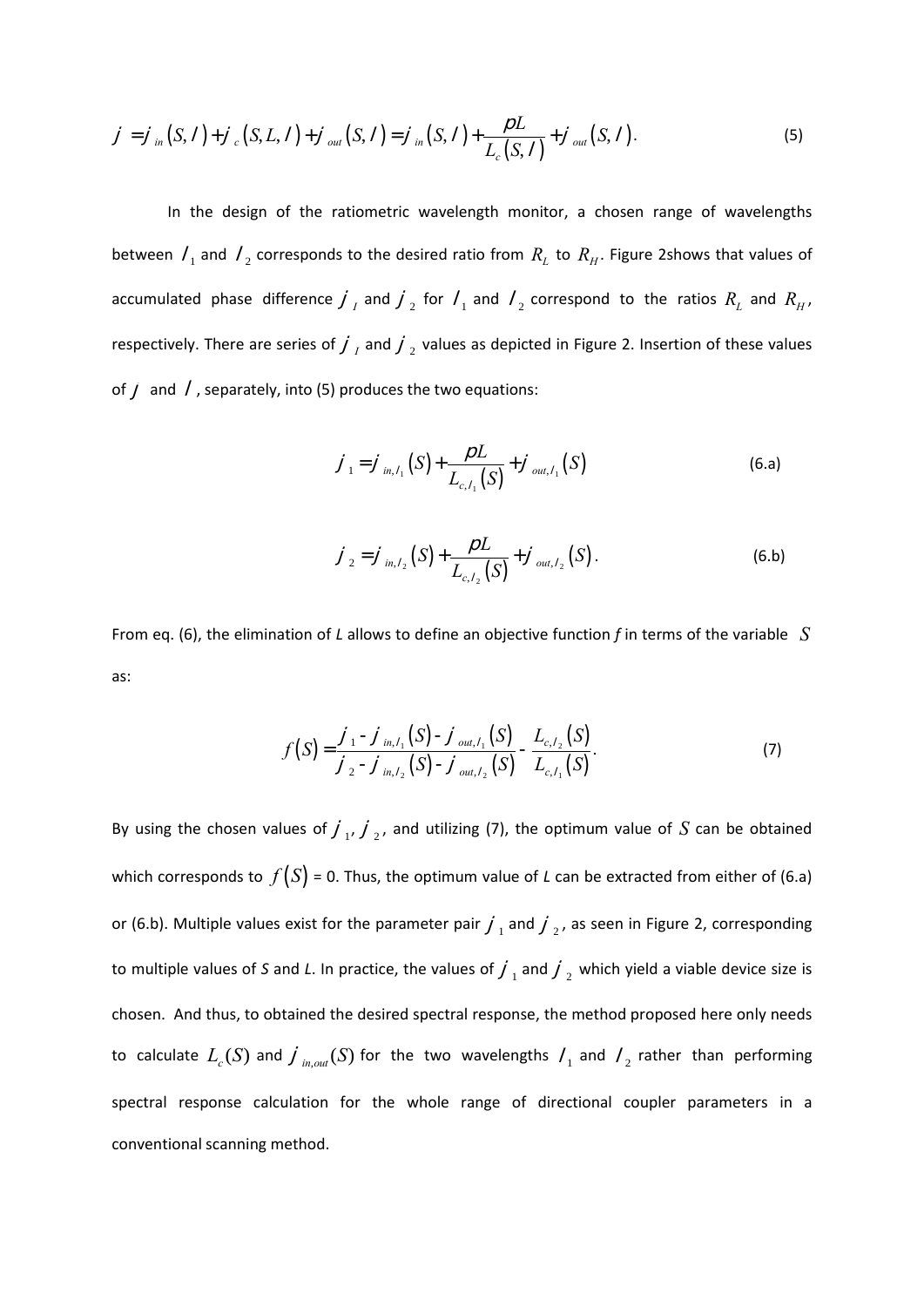$$\varphi = \varphi_{in}(S,\lambda) + \varphi_{c}(S,L,\lambda) + \varphi_{out}(S,\lambda) = \varphi_{in}(S,\lambda) + \frac{\pi L}{L_c(S,\lambda)} + \varphi_{out}(S,\lambda). \tag{5}$$

In the design of the ratiometric wavelength monitor, a chosen range of wavelengths between $\lambda_1$ and $\lambda_2$ corresponds to the desired ratio from $R_L$ to $R_H$. Figure 2shows that values of accumulated phase difference $\varphi_I$ and $\varphi_2$ for $\lambda_1$ and $\lambda_2$ correspond to the ratios $R_L$ and $R_H$, respectively. There are series of $\varphi_I$ and $\varphi_2$ values as depicted in Figure 2. Insertion of these values of $\varphi$ and $\lambda$, separately, into (5) produces the two equations:

$$\varphi_1 = \varphi_{in,\lambda_1}(S) + \frac{\pi L}{L_{c,\lambda_1}(S)} + \varphi_{out,\lambda_1}(S) \tag{6.a}$$

$$\varphi_2 = \varphi_{in,\lambda_2}(S) + \frac{\pi L}{L_{c,\lambda_2}(S)} + \varphi_{out,\lambda_2}(S). \tag{6.b}$$

From eq. (6), the elimination of *L* allows to define an objective function *f* in terms of the variable $S$ as:

$$f(S) = \frac{\varphi_1 - \varphi_{in,\lambda_1}(S) - \varphi_{out,\lambda_1}(S)}{\varphi_2 - \varphi_{in,\lambda_2}(S) - \varphi_{out,\lambda_2}(S)} - \frac{L_{c,\lambda_2}(S)}{L_{c,\lambda_1}(S)}. \tag{7}$$

By using the chosen values of $\varphi_1$, $\varphi_2$, and utilizing (7), the optimum value of $S$ can be obtained which corresponds to $f(S) = 0$. Thus, the optimum value of *L* can be extracted from either of (6.a) or (6.b). Multiple values exist for the parameter pair $\varphi_1$ and $\varphi_2$, as seen in Figure 2, corresponding to multiple values of *S* and *L*. In practice, the values of $\varphi_1$ and $\varphi_2$ which yield a viable device size is chosen. And thus, to obtained the desired spectral response, the method proposed here only needs to calculate $L_c(S)$ and $\varphi_{in,out}(S)$ for the two wavelengths $\lambda_1$ and $\lambda_2$ rather than performing spectral response calculation for the whole range of directional coupler parameters in a conventional scanning method.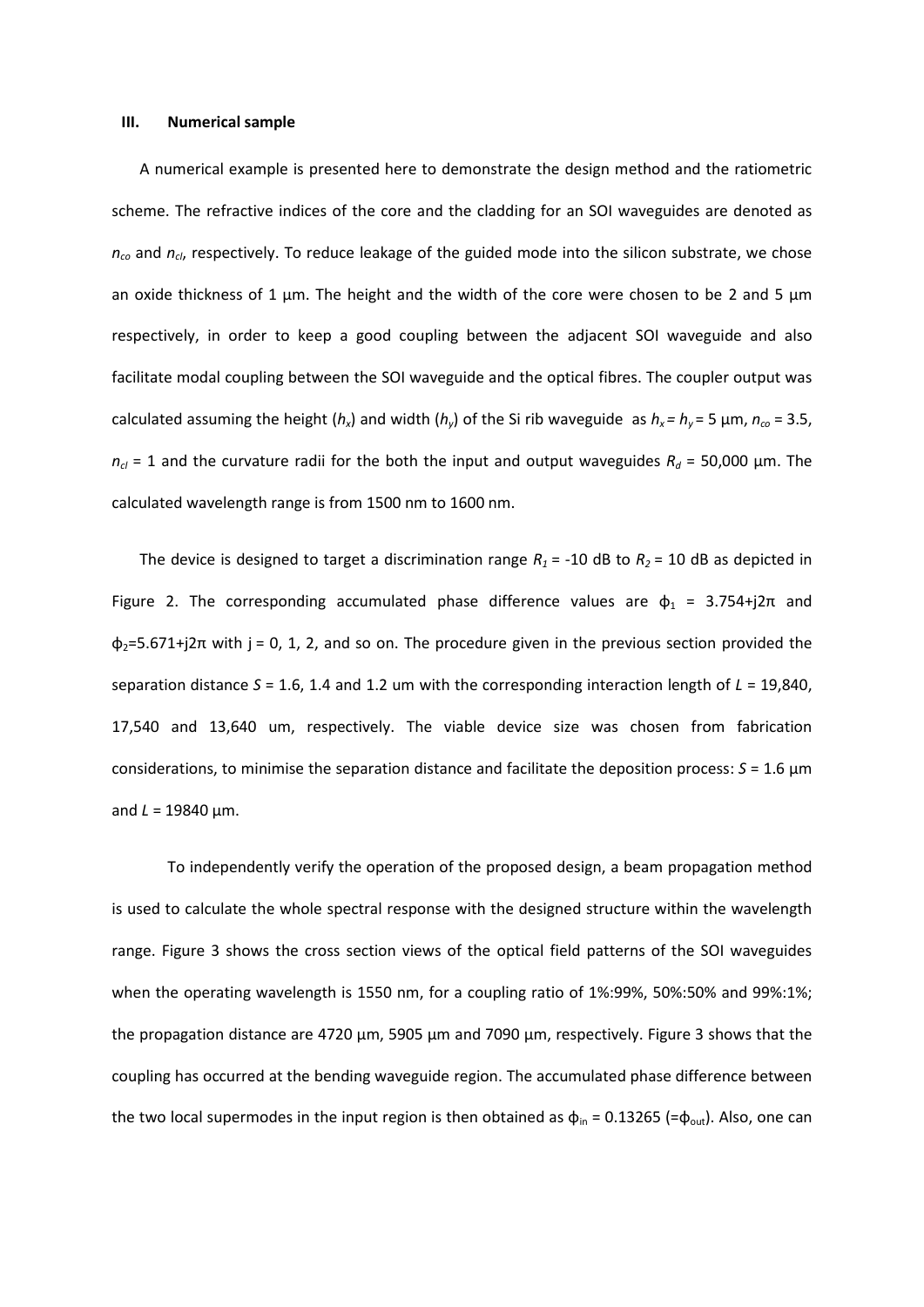### III. Numerical sample

A numerical example is presented here to demonstrate the design method and the ratiometric scheme. The refractive indices of the core and the cladding for an SOI waveguides are denoted as $n_{co}$ and $n_{cl}$, respectively. To reduce leakage of the guided mode into the silicon substrate, we chose an oxide thickness of 1 µm. The height and the width of the core were chosen to be 2 and 5 µm respectively, in order to keep a good coupling between the adjacent SOI waveguide and also facilitate modal coupling between the SOI waveguide and the optical fibres. The coupler output was calculated assuming the height ($h_x$) and width ($h_y$) of the Si rib waveguide as $h_x = h_y = 5$ µm, $n_{co} = 3.5$, $n_{cl} = 1$ and the curvature radii for the both the input and output waveguides $R_d = 50{,}000$ µm. The calculated wavelength range is from 1500 nm to 1600 nm.

The device is designed to target a discrimination range $R_1 = -10$ dB to $R_2 = 10$ dB as depicted in Figure 2. The corresponding accumulated phase difference values are $\phi_1 = 3.754 + j2\pi$ and $\phi_2 = 5.671 + j2\pi$ with j = 0, 1, 2, and so on. The procedure given in the previous section provided the separation distance $S$ = 1.6, 1.4 and 1.2 um with the corresponding interaction length of $L$ = 19,840, 17,540 and 13,640 um, respectively. The viable device size was chosen from fabrication considerations, to minimise the separation distance and facilitate the deposition process: $S$ = 1.6 µm and $L$ = 19840 µm.

To independently verify the operation of the proposed design, a beam propagation method is used to calculate the whole spectral response with the designed structure within the wavelength range. Figure 3 shows the cross section views of the optical field patterns of the SOI waveguides when the operating wavelength is 1550 nm, for a coupling ratio of 1%:99%, 50%:50% and 99%:1%; the propagation distance are 4720 µm, 5905 µm and 7090 µm, respectively. Figure 3 shows that the coupling has occurred at the bending waveguide region. The accumulated phase difference between the two local supermodes in the input region is then obtained as $\phi_{in} = 0.13265$ ($=\phi_{out}$). Also, one can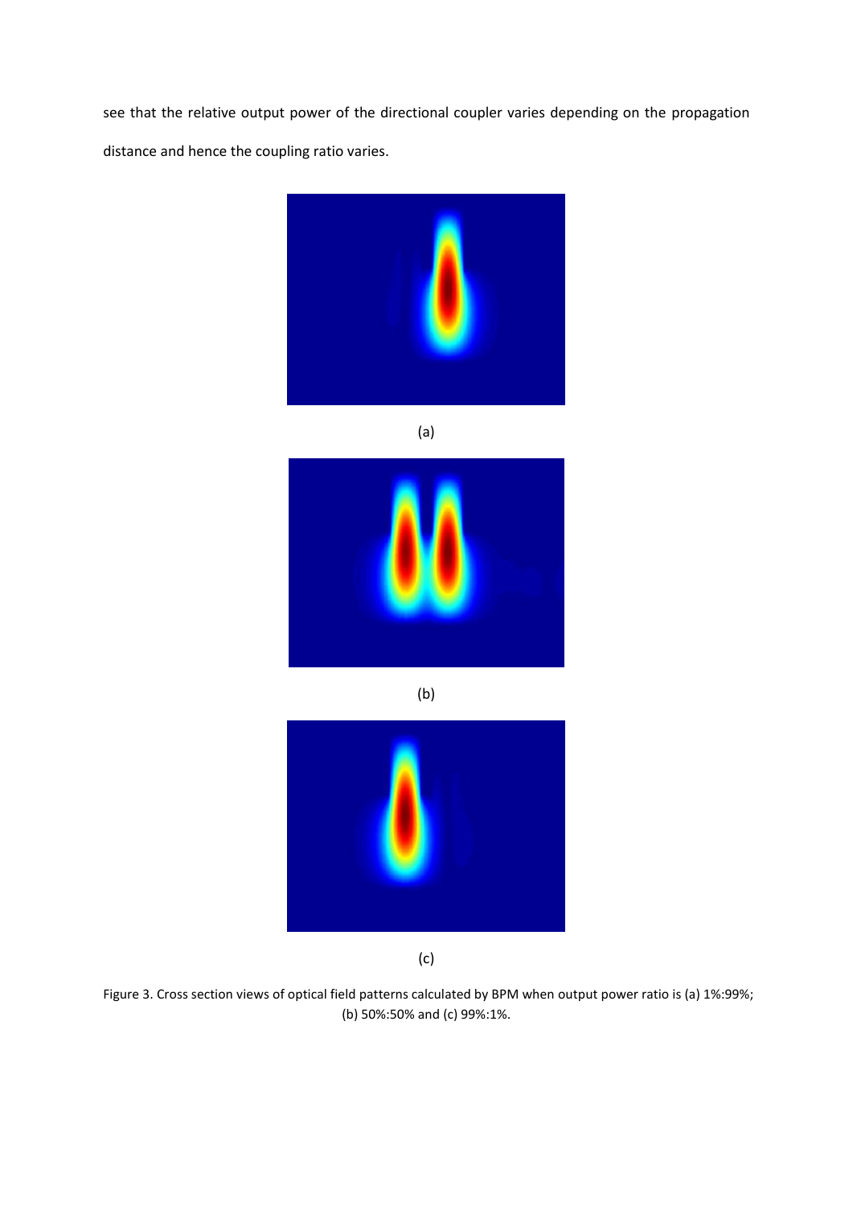see that the relative output power of the directional coupler varies depending on the propagation distance and hence the coupling ratio varies.

(a)

(b)

(c)

Figure 3. Cross section views of optical field patterns calculated by BPM when output power ratio is (a) 1%:99%; (b) 50%:50% and (c) 99%:1%.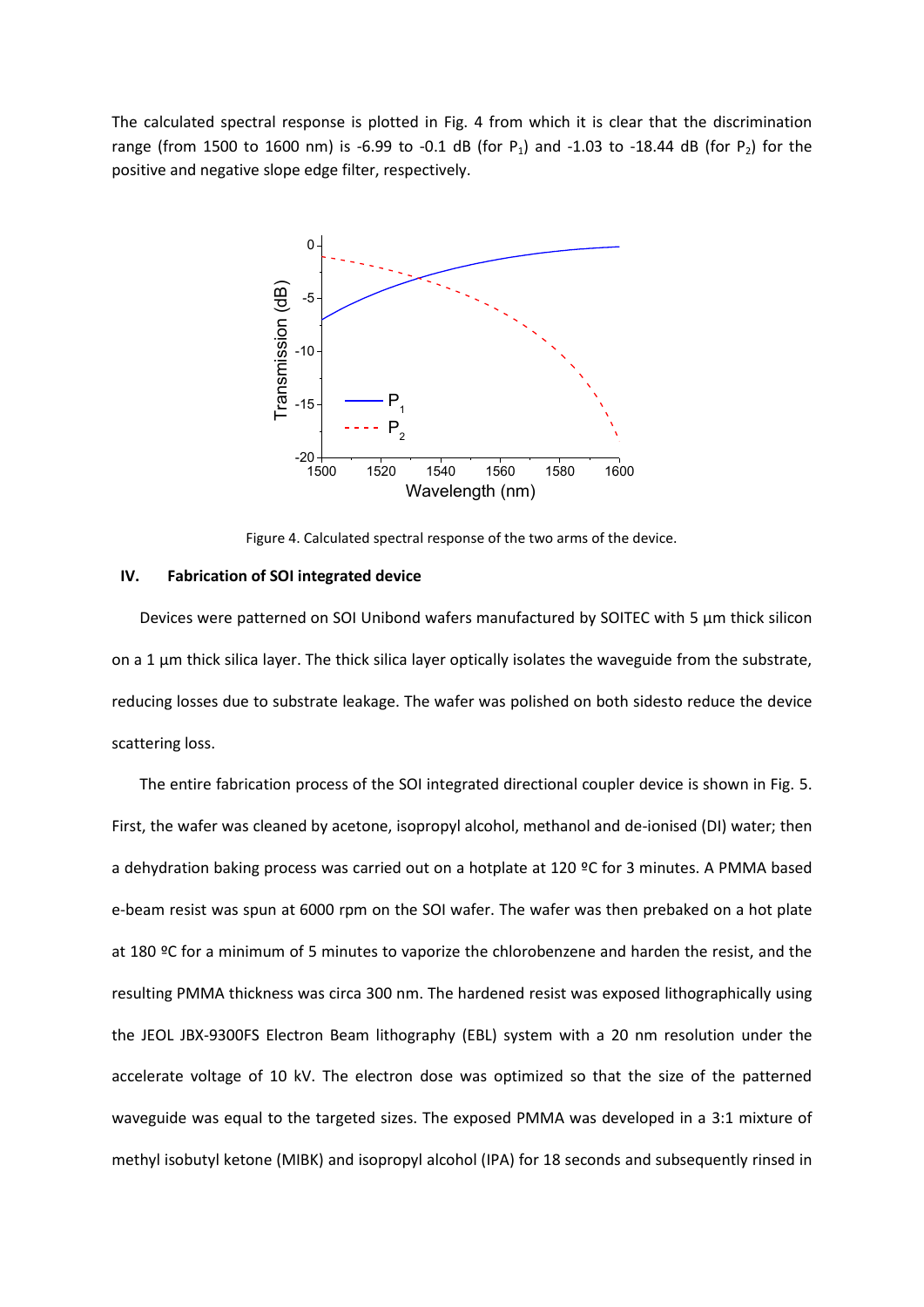The calculated spectral response is plotted in Fig. 4 from which it is clear that the discrimination range (from 1500 to 1600 nm) is -6.99 to -0.1 dB (for $P_1$) and -1.03 to -18.44 dB (for $P_2$) for the positive and negative slope edge filter, respectively.

Figure 4. Calculated spectral response of the two arms of the device.

## IV. Fabrication of SOI integrated device

Devices were patterned on SOI Unibond wafers manufactured by SOITEC with 5 µm thick silicon on a 1 µm thick silica layer. The thick silica layer optically isolates the waveguide from the substrate, reducing losses due to substrate leakage. The wafer was polished on both sidesto reduce the device scattering loss.

The entire fabrication process of the SOI integrated directional coupler device is shown in Fig. 5. First, the wafer was cleaned by acetone, isopropyl alcohol, methanol and de-ionised (DI) water; then a dehydration baking process was carried out on a hotplate at 120 ºC for 3 minutes. A PMMA based e-beam resist was spun at 6000 rpm on the SOI wafer. The wafer was then prebaked on a hot plate at 180 ºC for a minimum of 5 minutes to vaporize the chlorobenzene and harden the resist, and the resulting PMMA thickness was circa 300 nm. The hardened resist was exposed lithographically using the JEOL JBX-9300FS Electron Beam lithography (EBL) system with a 20 nm resolution under the accelerate voltage of 10 kV. The electron dose was optimized so that the size of the patterned waveguide was equal to the targeted sizes. The exposed PMMA was developed in a 3:1 mixture of methyl isobutyl ketone (MIBK) and isopropyl alcohol (IPA) for 18 seconds and subsequently rinsed in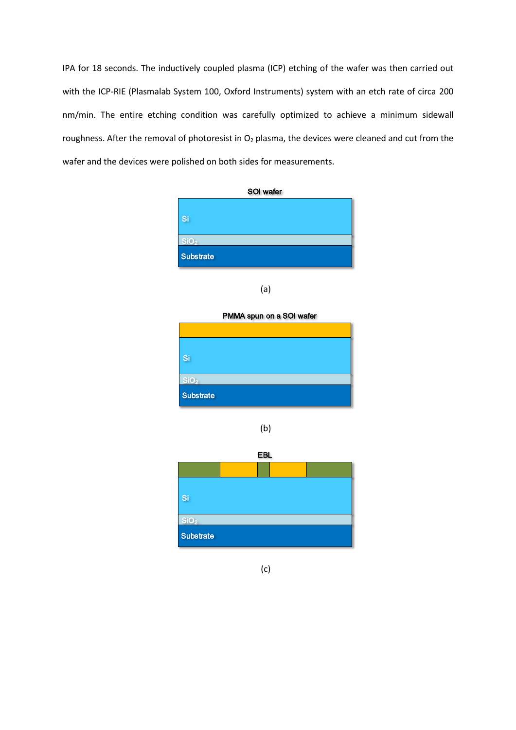IPA for 18 seconds. The inductively coupled plasma (ICP) etching of the wafer was then carried out with the ICP-RIE (Plasmalab System 100, Oxford Instruments) system with an etch rate of circa 200 nm/min. The entire etching condition was carefully optimized to achieve a minimum sidewall roughness. After the removal of photoresist in $O_2$ plasma, the devices were cleaned and cut from the wafer and the devices were polished on both sides for measurements.

SOI wafer

Si

$SiO_2$

Substrate

(a)

PMMA spun on a SOI wafer

Si

$SiO_2$

Substrate

(b)

EBL

Si

$SiO_2$

Substrate

(c)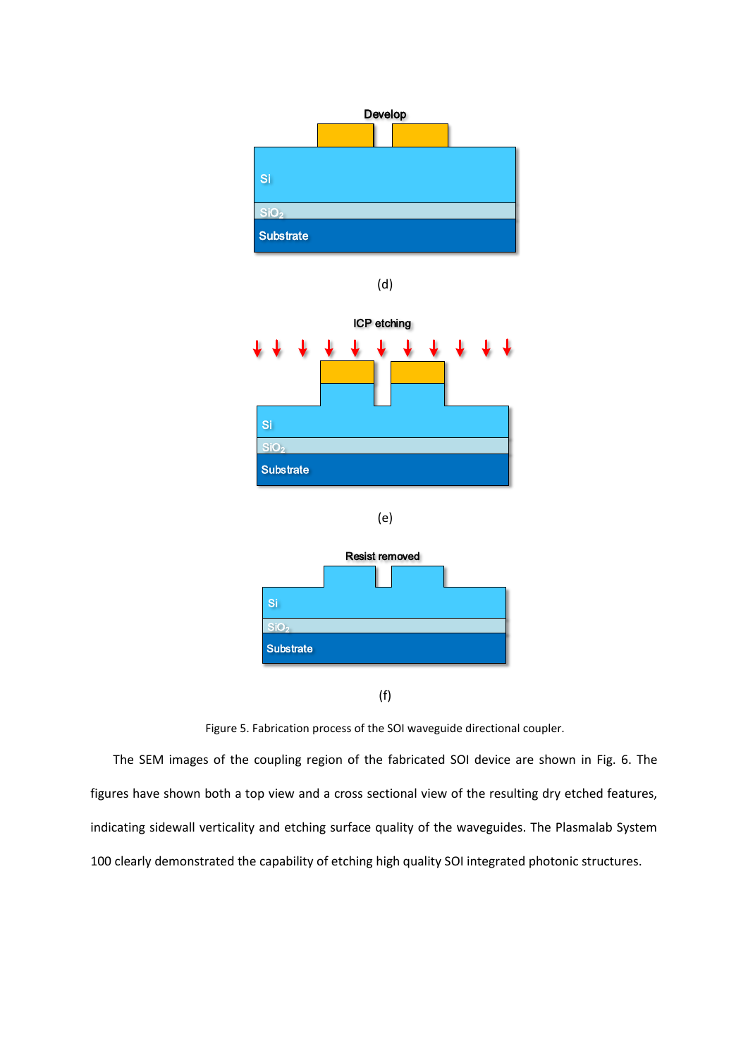(d)

(e)

(f)

Figure 5. Fabrication process of the SOI waveguide directional coupler.

The SEM images of the coupling region of the fabricated SOI device are shown in Fig. 6. The figures have shown both a top view and a cross sectional view of the resulting dry etched features, indicating sidewall verticality and etching surface quality of the waveguides. The Plasmalab System 100 clearly demonstrated the capability of etching high quality SOI integrated photonic structures.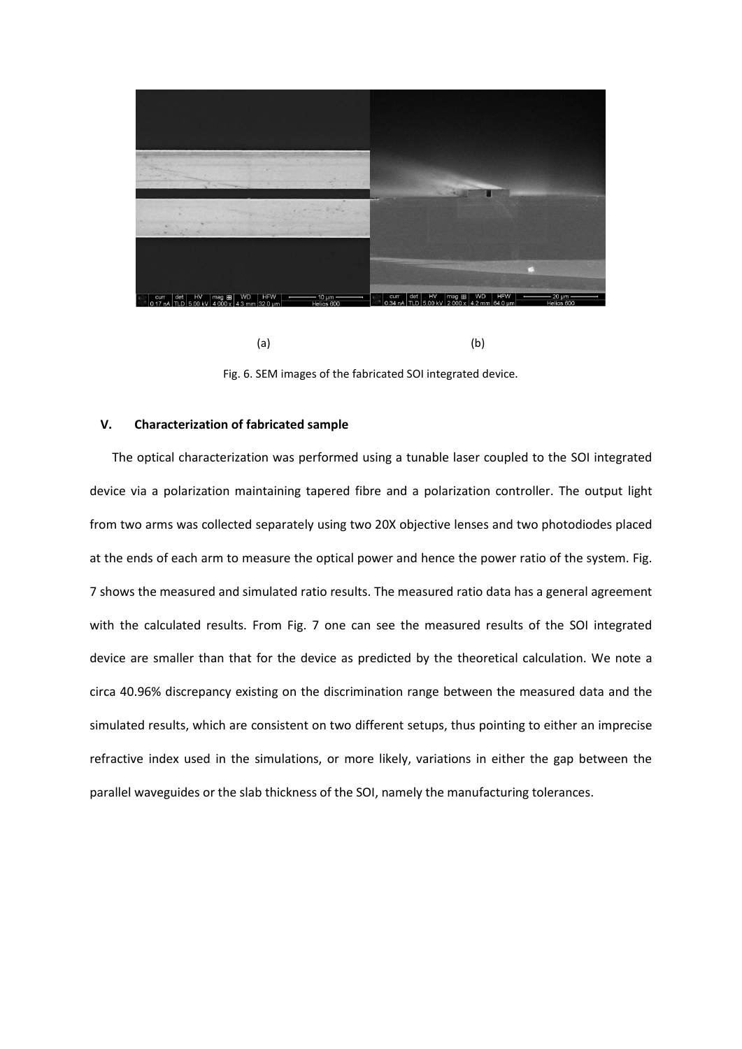(a) (b)

Fig. 6. SEM images of the fabricated SOI integrated device.

## V. Characterization of fabricated sample

The optical characterization was performed using a tunable laser coupled to the SOI integrated device via a polarization maintaining tapered fibre and a polarization controller. The output light from two arms was collected separately using two 20X objective lenses and two photodiodes placed at the ends of each arm to measure the optical power and hence the power ratio of the system. Fig. 7 shows the measured and simulated ratio results. The measured ratio data has a general agreement with the calculated results. From Fig. 7 one can see the measured results of the SOI integrated device are smaller than that for the device as predicted by the theoretical calculation. We note a circa 40.96% discrepancy existing on the discrimination range between the measured data and the simulated results, which are consistent on two different setups, thus pointing to either an imprecise refractive index used in the simulations, or more likely, variations in either the gap between the parallel waveguides or the slab thickness of the SOI, namely the manufacturing tolerances.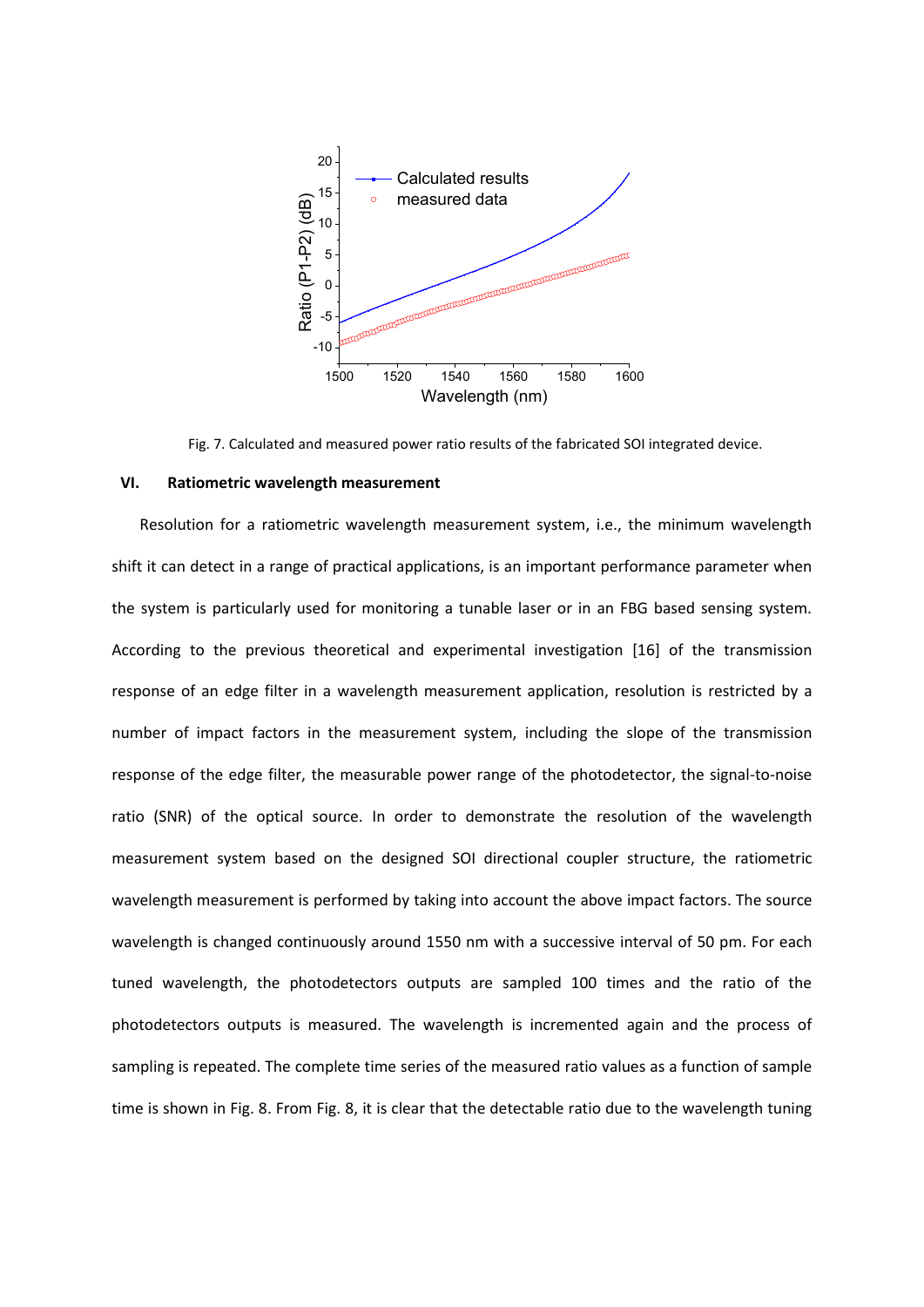Fig. 7. Calculated and measured power ratio results of the fabricated SOI integrated device.

## VI. Ratiometric wavelength measurement

Resolution for a ratiometric wavelength measurement system, i.e., the minimum wavelength shift it can detect in a range of practical applications, is an important performance parameter when the system is particularly used for monitoring a tunable laser or in an FBG based sensing system. According to the previous theoretical and experimental investigation [16] of the transmission response of an edge filter in a wavelength measurement application, resolution is restricted by a number of impact factors in the measurement system, including the slope of the transmission response of the edge filter, the measurable power range of the photodetector, the signal-to-noise ratio (SNR) of the optical source. In order to demonstrate the resolution of the wavelength measurement system based on the designed SOI directional coupler structure, the ratiometric wavelength measurement is performed by taking into account the above impact factors. The source wavelength is changed continuously around 1550 nm with a successive interval of 50 pm. For each tuned wavelength, the photodetectors outputs are sampled 100 times and the ratio of the photodetectors outputs is measured. The wavelength is incremented again and the process of sampling is repeated. The complete time series of the measured ratio values as a function of sample time is shown in Fig. 8. From Fig. 8, it is clear that the detectable ratio due to the wavelength tuning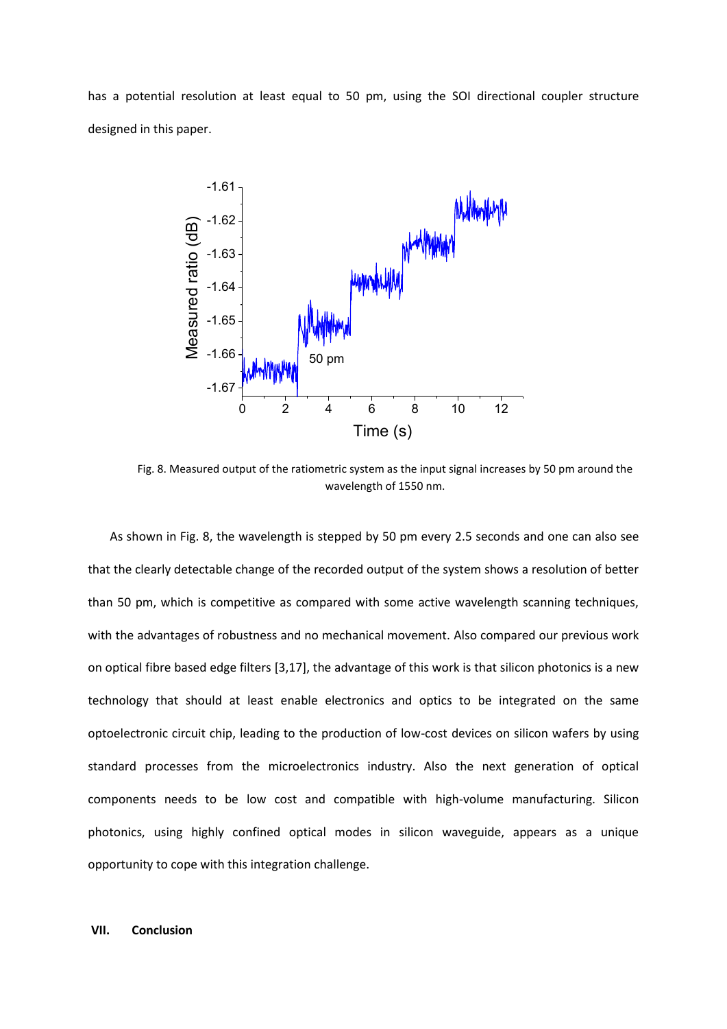has a potential resolution at least equal to 50 pm, using the SOI directional coupler structure designed in this paper.

Fig. 8. Measured output of the ratiometric system as the input signal increases by 50 pm around the wavelength of 1550 nm.

As shown in Fig. 8, the wavelength is stepped by 50 pm every 2.5 seconds and one can also see that the clearly detectable change of the recorded output of the system shows a resolution of better than 50 pm, which is competitive as compared with some active wavelength scanning techniques, with the advantages of robustness and no mechanical movement. Also compared our previous work on optical fibre based edge filters [3,17], the advantage of this work is that silicon photonics is a new technology that should at least enable electronics and optics to be integrated on the same optoelectronic circuit chip, leading to the production of low-cost devices on silicon wafers by using standard processes from the microelectronics industry. Also the next generation of optical components needs to be low cost and compatible with high-volume manufacturing. Silicon photonics, using highly confined optical modes in silicon waveguide, appears as a unique opportunity to cope with this integration challenge.

## VII. Conclusion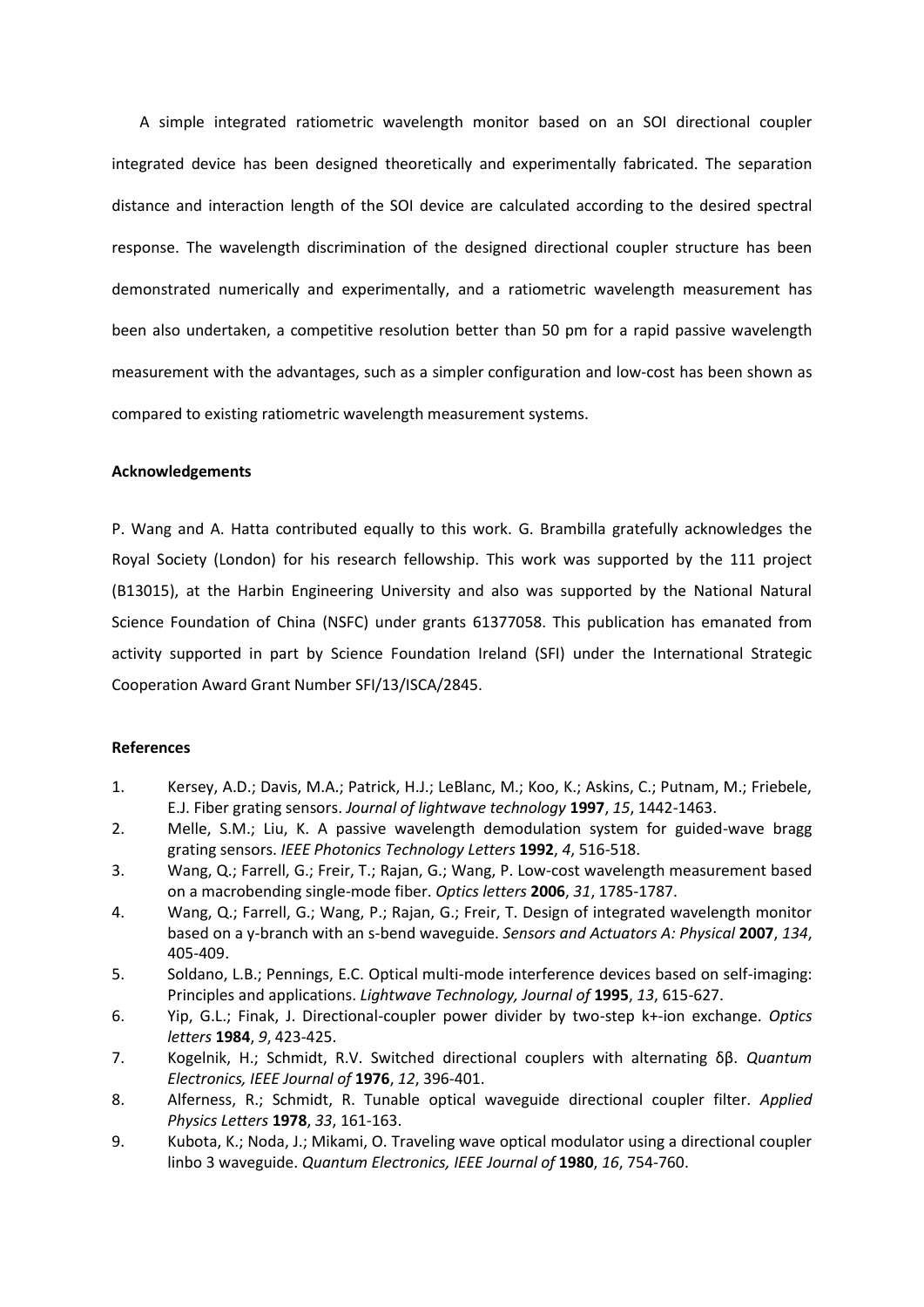A simple integrated ratiometric wavelength monitor based on an SOI directional coupler integrated device has been designed theoretically and experimentally fabricated. The separation distance and interaction length of the SOI device are calculated according to the desired spectral response. The wavelength discrimination of the designed directional coupler structure has been demonstrated numerically and experimentally, and a ratiometric wavelength measurement has been also undertaken, a competitive resolution better than 50 pm for a rapid passive wavelength measurement with the advantages, such as a simpler configuration and low-cost has been shown as compared to existing ratiometric wavelength measurement systems.

**Acknowledgements**

P. Wang and A. Hatta contributed equally to this work. G. Brambilla gratefully acknowledges the Royal Society (London) for his research fellowship. This work was supported by the 111 project (B13015), at the Harbin Engineering University and also was supported by the National Natural Science Foundation of China (NSFC) under grants 61377058. This publication has emanated from activity supported in part by Science Foundation Ireland (SFI) under the International Strategic Cooperation Award Grant Number SFI/13/ISCA/2845.

**References**

1. Kersey, A.D.; Davis, M.A.; Patrick, H.J.; LeBlanc, M.; Koo, K.; Askins, C.; Putnam, M.; Friebele, E.J. Fiber grating sensors. *Journal of lightwave technology* **1997**, *15*, 1442-1463.
2. Melle, S.M.; Liu, K. A passive wavelength demodulation system for guided-wave bragg grating sensors. *IEEE Photonics Technology Letters* **1992**, *4*, 516-518.
3. Wang, Q.; Farrell, G.; Freir, T.; Rajan, G.; Wang, P. Low-cost wavelength measurement based on a macrobending single-mode fiber. *Optics letters* **2006**, *31*, 1785-1787.
4. Wang, Q.; Farrell, G.; Wang, P.; Rajan, G.; Freir, T. Design of integrated wavelength monitor based on a y-branch with an s-bend waveguide. *Sensors and Actuators A: Physical* **2007**, *134*, 405-409.
5. Soldano, L.B.; Pennings, E.C. Optical multi-mode interference devices based on self-imaging: Principles and applications. *Lightwave Technology, Journal of* **1995**, *13*, 615-627.
6. Yip, G.L.; Finak, J. Directional-coupler power divider by two-step k+-ion exchange. *Optics letters* **1984**, *9*, 423-425.
7. Kogelnik, H.; Schmidt, R.V. Switched directional couplers with alternating δβ. *Quantum Electronics, IEEE Journal of* **1976**, *12*, 396-401.
8. Alferness, R.; Schmidt, R. Tunable optical waveguide directional coupler filter. *Applied Physics Letters* **1978**, *33*, 161-163.
9. Kubota, K.; Noda, J.; Mikami, O. Traveling wave optical modulator using a directional coupler linbo 3 waveguide. *Quantum Electronics, IEEE Journal of* **1980**, *16*, 754-760.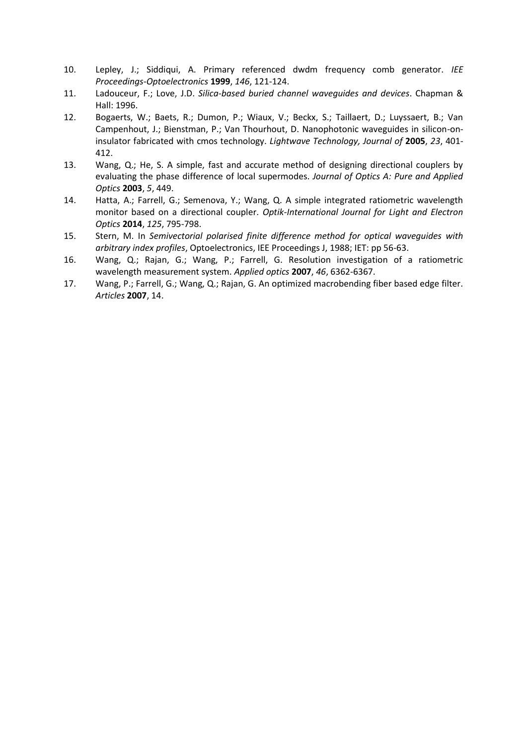10. Lepley, J.; Siddiqui, A. Primary referenced dwdm frequency comb generator. *IEE Proceedings-Optoelectronics* **1999**, *146*, 121-124.
11. Ladouceur, F.; Love, J.D. *Silica-based buried channel waveguides and devices*. Chapman & Hall: 1996.
12. Bogaerts, W.; Baets, R.; Dumon, P.; Wiaux, V.; Beckx, S.; Taillaert, D.; Luyssaert, B.; Van Campenhout, J.; Bienstman, P.; Van Thourhout, D. Nanophotonic waveguides in silicon-on-insulator fabricated with cmos technology. *Lightwave Technology, Journal of* **2005**, *23*, 401-412.
13. Wang, Q.; He, S. A simple, fast and accurate method of designing directional couplers by evaluating the phase difference of local supermodes. *Journal of Optics A: Pure and Applied Optics* **2003**, *5*, 449.
14. Hatta, A.; Farrell, G.; Semenova, Y.; Wang, Q. A simple integrated ratiometric wavelength monitor based on a directional coupler. *Optik-International Journal for Light and Electron Optics* **2014**, *125*, 795-798.
15. Stern, M. In *Semivectorial polarised finite difference method for optical waveguides with arbitrary index profiles*, Optoelectronics, IEE Proceedings J, 1988; IET: pp 56-63.
16. Wang, Q.; Rajan, G.; Wang, P.; Farrell, G. Resolution investigation of a ratiometric wavelength measurement system. *Applied optics* **2007**, *46*, 6362-6367.
17. Wang, P.; Farrell, G.; Wang, Q.; Rajan, G. An optimized macrobending fiber based edge filter. *Articles* **2007**, 14.